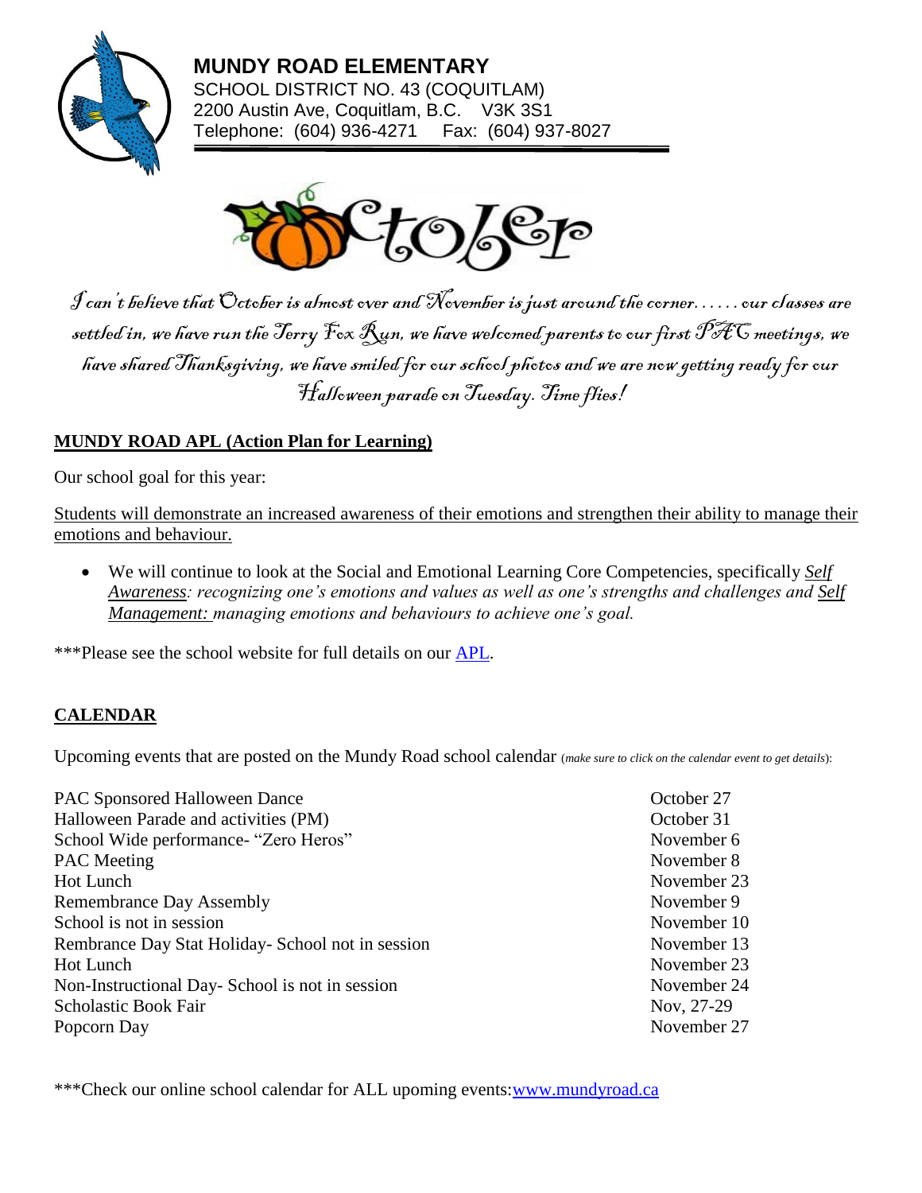# MUNDY ROAD ELEMENTARY

SCHOOL DISTRICT NO. 43 (COQUITLAM)
2200 Austin Ave, Coquitlam, B.C. V3K 3S1
Telephone: (604) 936-4271 Fax: (604) 937-8027

## October

*I can't believe that October is almost over and November is just around the corner…… our classes are settled in, we have run the Terry Fox Run, we have welcomed parents to our first PAC meetings, we have shared Thanksgiving, we have smiled for our school photos and we are now getting ready for our Halloween parade on Tuesday. Time flies!*

## MUNDY ROAD APL (Action Plan for Learning)

Our school goal for this year:

Students will demonstrate an increased awareness of their emotions and strengthen their ability to manage their emotions and behaviour.

- We will continue to look at the Social and Emotional Learning Core Competencies, specifically ***Self Awareness****: recognizing one's emotions and values as well as one's strengths and challenges and* ***Self Management:*** *managing emotions and behaviours to achieve one's goal.*

***Please see the school website for full details on our APL.

## CALENDAR

Upcoming events that are posted on the Mundy Road school calendar (*make sure to click on the calendar event to get details*):

| Event | Date |
|---|---|
| PAC Sponsored Halloween Dance | October 27 |
| Halloween Parade and activities (PM) | October 31 |
| School Wide performance- "Zero Heros" | November 6 |
| PAC Meeting | November 8 |
| Hot Lunch | November 23 |
| Remembrance Day Assembly | November 9 |
| School is not in session | November 10 |
| Rembrance Day Stat Holiday- School not in session | November 13 |
| Hot Lunch | November 23 |
| Non-Instructional Day- School is not in session | November 24 |
| Scholastic Book Fair | Nov, 27-29 |
| Popcorn Day | November 27 |

***Check our online school calendar for ALL upoming events:www.mundyroad.ca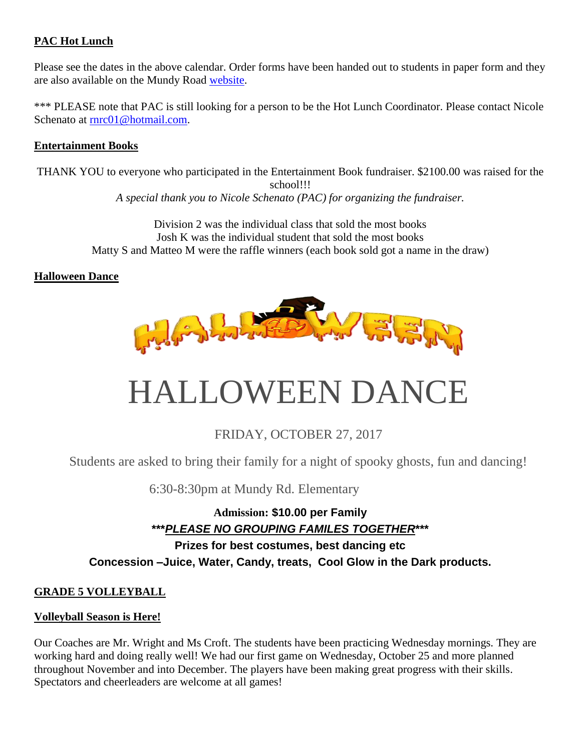**PAC Hot Lunch**

Please see the dates in the above calendar. Order forms have been handed out to students in paper form and they are also available on the Mundy Road [website](website).

*** PLEASE note that PAC is still looking for a person to be the Hot Lunch Coordinator. Please contact Nicole Schenato at rnrc01@hotmail.com.

**Entertainment Books**

THANK YOU to everyone who participated in the Entertainment Book fundraiser. $2100.00 was raised for the school!!!

*A special thank you to Nicole Schenato (PAC) for organizing the fundraiser.*

Division 2 was the individual class that sold the most books
Josh K was the individual student that sold the most books
Matty S and Matteo M were the raffle winners (each book sold got a name in the draw)

**Halloween Dance**

# HALLOWEEN DANCE

FRIDAY, OCTOBER 27, 2017

Students are asked to bring their family for a night of spooky ghosts, fun and dancing!

6:30-8:30pm at Mundy Rd. Elementary

**Admission: $10.00 per Family**

***PLEASE NO GROUPING FAMILES TOGETHER*****

**Prizes for best costumes, best dancing etc**

**Concession –Juice, Water, Candy, treats, Cool Glow in the Dark products.**

**GRADE 5 VOLLEYBALL**

**Volleyball Season is Here!**

Our Coaches are Mr. Wright and Ms Croft. The students have been practicing Wednesday mornings. They are working hard and doing really well! We had our first game on Wednesday, October 25 and more planned throughout November and into December. The players have been making great progress with their skills. Spectators and cheerleaders are welcome at all games!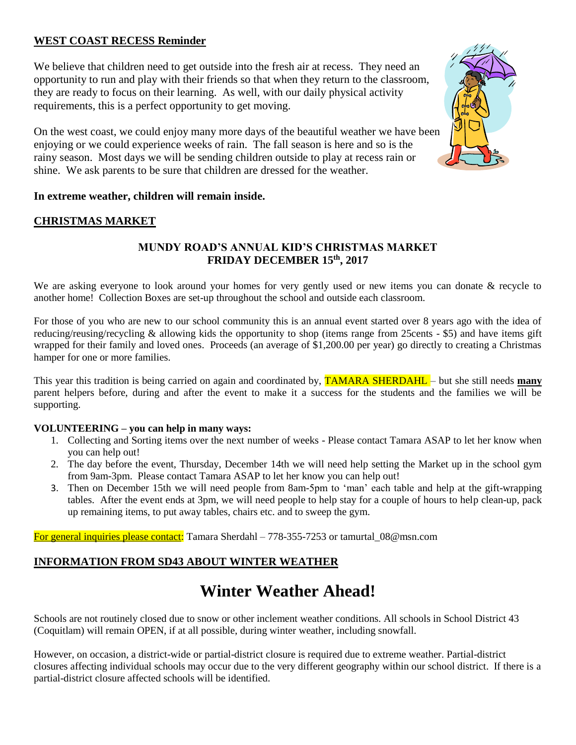## WEST COAST RECESS Reminder

We believe that children need to get outside into the fresh air at recess. They need an opportunity to run and play with their friends so that when they return to the classroom, they are ready to focus on their learning. As well, with our daily physical activity requirements, this is a perfect opportunity to get moving.

On the west coast, we could enjoy many more days of the beautiful weather we have been enjoying or we could experience weeks of rain. The fall season is here and so is the rainy season. Most days we will be sending children outside to play at recess rain or shine. We ask parents to be sure that children are dressed for the weather.

**In extreme weather, children will remain inside.**

## CHRISTMAS MARKET

**MUNDY ROAD'S ANNUAL KID'S CHRISTMAS MARKET**
**FRIDAY DECEMBER 15th, 2017**

We are asking everyone to look around your homes for very gently used or new items you can donate & recycle to another home! Collection Boxes are set-up throughout the school and outside each classroom.

For those of you who are new to our school community this is an annual event started over 8 years ago with the idea of reducing/reusing/recycling & allowing kids the opportunity to shop (items range from 25cents - $5) and have items gift wrapped for their family and loved ones. Proceeds (an average of $1,200.00 per year) go directly to creating a Christmas hamper for one or more families.

This year this tradition is being carried on again and coordinated by, TAMARA SHERDAHL – but she still needs **many** parent helpers before, during and after the event to make it a success for the students and the families we will be supporting.

**VOLUNTEERING – you can help in many ways:**

1. Collecting and Sorting items over the next number of weeks - Please contact Tamara ASAP to let her know when you can help out!
2. The day before the event, Thursday, December 14th we will need help setting the Market up in the school gym from 9am-3pm. Please contact Tamara ASAP to let her know you can help out!
3. Then on December 15th we will need people from 8am-5pm to 'man' each table and help at the gift-wrapping tables. After the event ends at 3pm, we will need people to help stay for a couple of hours to help clean-up, pack up remaining items, to put away tables, chairs etc. and to sweep the gym.

For general inquiries please contact: Tamara Sherdahl – 778-355-7253 or tamurtal_08@msn.com

## INFORMATION FROM SD43 ABOUT WINTER WEATHER

# Winter Weather Ahead!

Schools are not routinely closed due to snow or other inclement weather conditions. All schools in School District 43 (Coquitlam) will remain OPEN, if at all possible, during winter weather, including snowfall.

However, on occasion, a district-wide or partial-district closure is required due to extreme weather. Partial-district closures affecting individual schools may occur due to the very different geography within our school district. If there is a partial-district closure affected schools will be identified.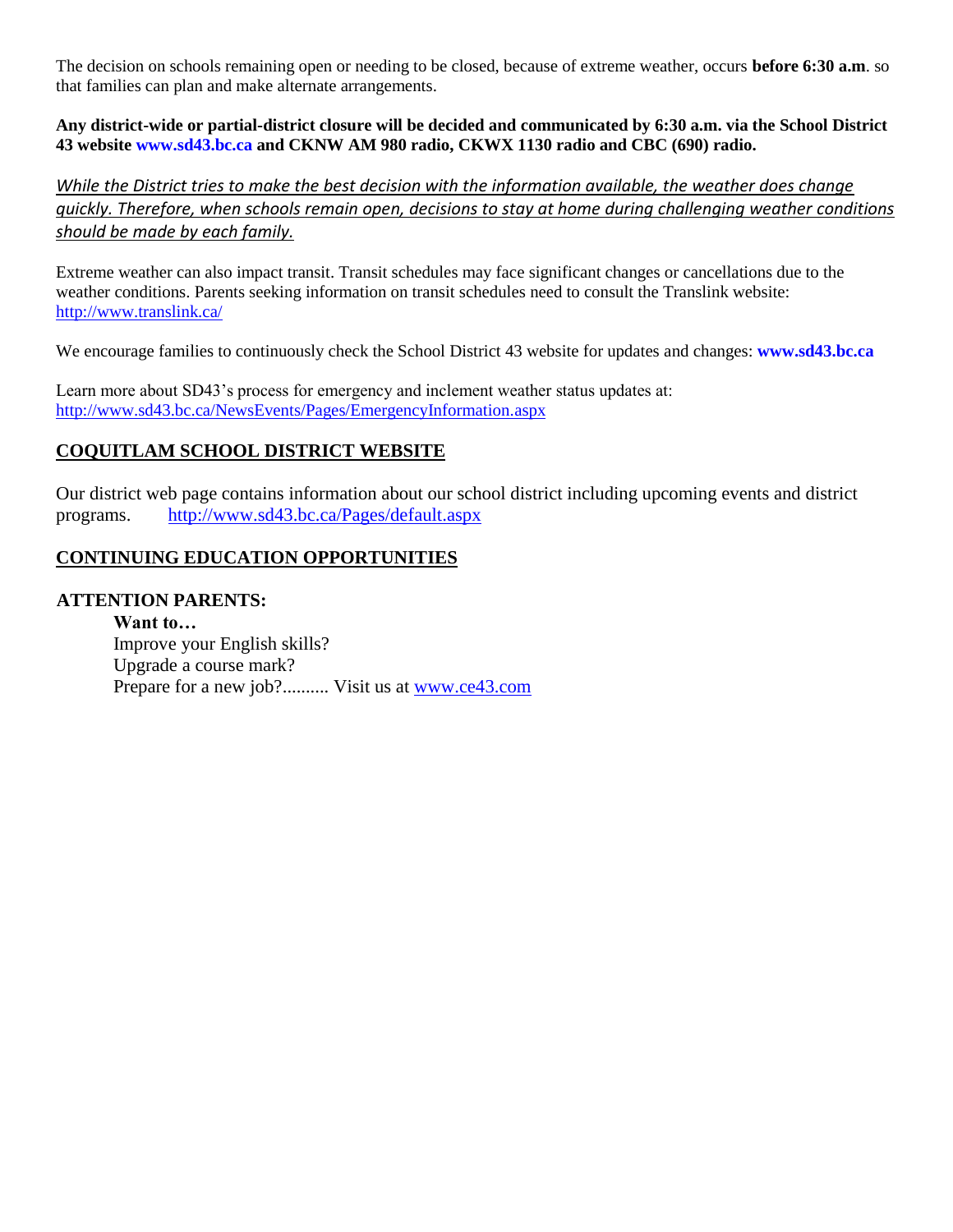The decision on schools remaining open or needing to be closed, because of extreme weather, occurs **before 6:30 a.m**. so that families can plan and make alternate arrangements.

**Any district-wide or partial-district closure will be decided and communicated by 6:30 a.m. via the School District 43 website www.sd43.bc.ca and CKNW AM 980 radio, CKWX 1130 radio and CBC (690) radio.**

*While the District tries to make the best decision with the information available, the weather does change quickly. Therefore, when schools remain open, decisions to stay at home during challenging weather conditions should be made by each family.*

Extreme weather can also impact transit. Transit schedules may face significant changes or cancellations due to the weather conditions. Parents seeking information on transit schedules need to consult the Translink website: http://www.translink.ca/

We encourage families to continuously check the School District 43 website for updates and changes: **www.sd43.bc.ca**

Learn more about SD43's process for emergency and inclement weather status updates at: http://www.sd43.bc.ca/NewsEvents/Pages/EmergencyInformation.aspx

## COQUITLAM SCHOOL DISTRICT WEBSITE

Our district web page contains information about our school district including upcoming events and district programs. http://www.sd43.bc.ca/Pages/default.aspx

## CONTINUING EDUCATION OPPORTUNITIES

**ATTENTION PARENTS:**

**Want to…**
Improve your English skills?
Upgrade a course mark?
Prepare for a new job?.......... Visit us at www.ce43.com